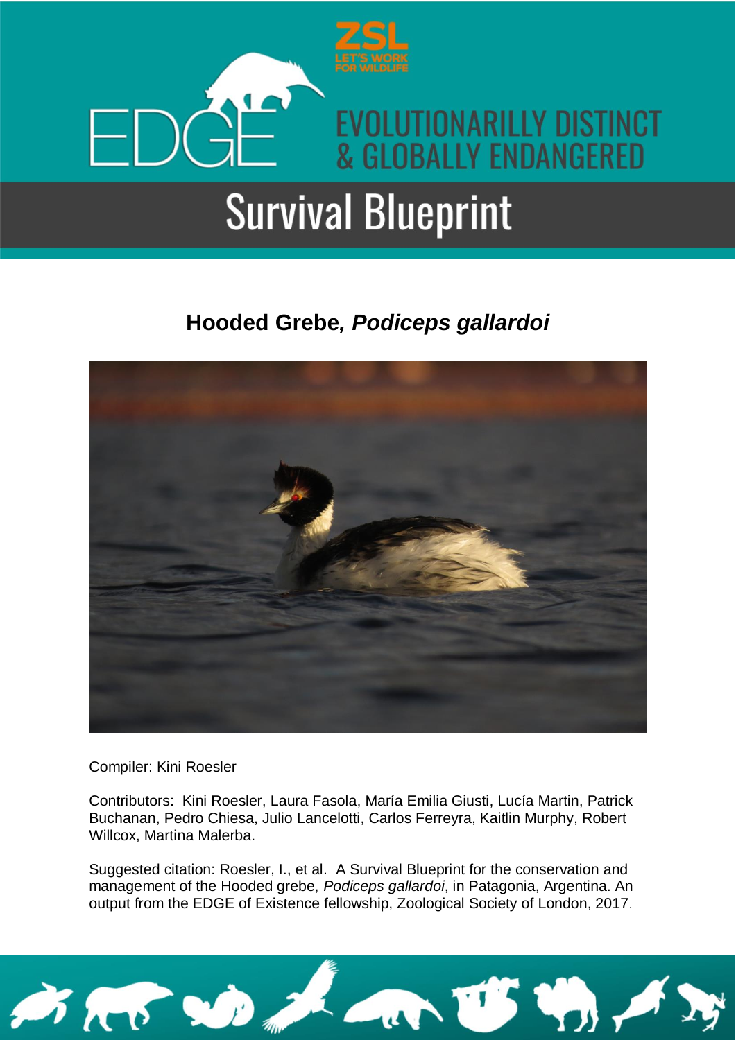EDGE

ZSL LET'S WORK FOR WILDLIFE

EVOLUTIONARILLY DISTINCT & GLOBALLY ENDANGERED

# Survival Blueprint

## Hooded Grebe*, Podiceps gallardoi*

Compiler: Kini Roesler

Contributors: Kini Roesler, Laura Fasola, María Emilia Giusti, Lucía Martin, Patrick Buchanan, Pedro Chiesa, Julio Lancelotti, Carlos Ferreyra, Kaitlin Murphy, Robert Willcox, Martina Malerba.

Suggested citation: Roesler, I., et al. A Survival Blueprint for the conservation and management of the Hooded grebe, *Podiceps gallardoi*, in Patagonia, Argentina. An output from the EDGE of Existence fellowship, Zoological Society of London, 2017.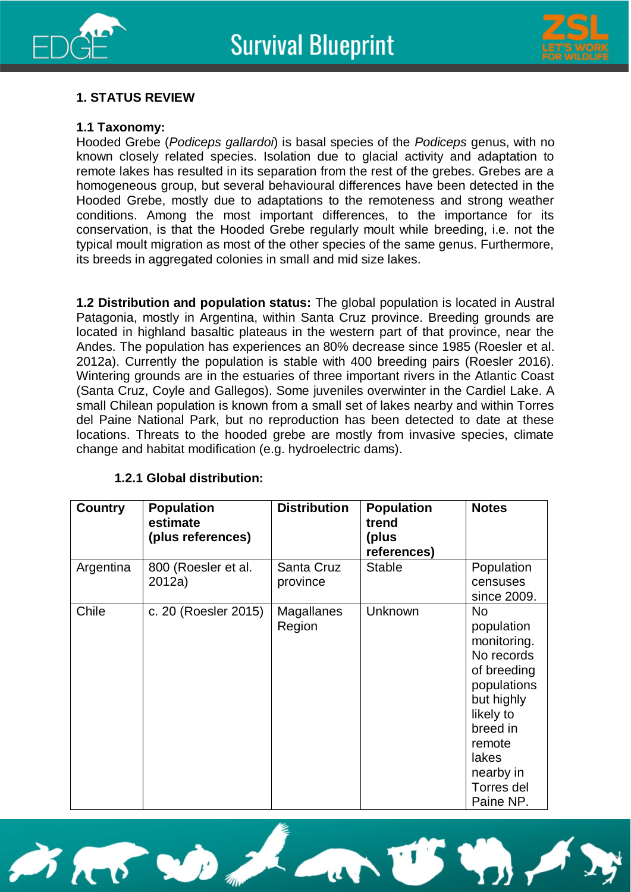## 1. STATUS REVIEW

### 1.1 Taxonomy:

Hooded Grebe (*Podiceps gallardoi*) is basal species of the *Podiceps* genus, with no known closely related species. Isolation due to glacial activity and adaptation to remote lakes has resulted in its separation from the rest of the grebes. Grebes are a homogeneous group, but several behavioural differences have been detected in the Hooded Grebe, mostly due to adaptations to the remoteness and strong weather conditions. Among the most important differences, to the importance for its conservation, is that the Hooded Grebe regularly moult while breeding, i.e. not the typical moult migration as most of the other species of the same genus. Furthermore, its breeds in aggregated colonies in small and mid size lakes.

**1.2 Distribution and population status:** The global population is located in Austral Patagonia, mostly in Argentina, within Santa Cruz province. Breeding grounds are located in highland basaltic plateaus in the western part of that province, near the Andes. The population has experiences an 80% decrease since 1985 (Roesler et al. 2012a). Currently the population is stable with 400 breeding pairs (Roesler 2016). Wintering grounds are in the estuaries of three important rivers in the Atlantic Coast (Santa Cruz, Coyle and Gallegos). Some juveniles overwinter in the Cardiel Lake. A small Chilean population is known from a small set of lakes nearby and within Torres del Paine National Park, but no reproduction has been detected to date at these locations. Threats to the hooded grebe are mostly from invasive species, climate change and habitat modification (e.g. hydroelectric dams).

#### 1.2.1 Global distribution:

| Country | Population estimate (plus references) | Distribution | Population trend (plus references) | Notes |
| --- | --- | --- | --- | --- |
| Argentina | 800 (Roesler et al. 2012a) | Santa Cruz province | Stable | Population censuses since 2009. |
| Chile | c. 20 (Roesler 2015) | Magallanes Region | Unknown | No population monitoring. No records of breeding populations but highly likely to breed in remote lakes nearby in Torres del Paine NP. |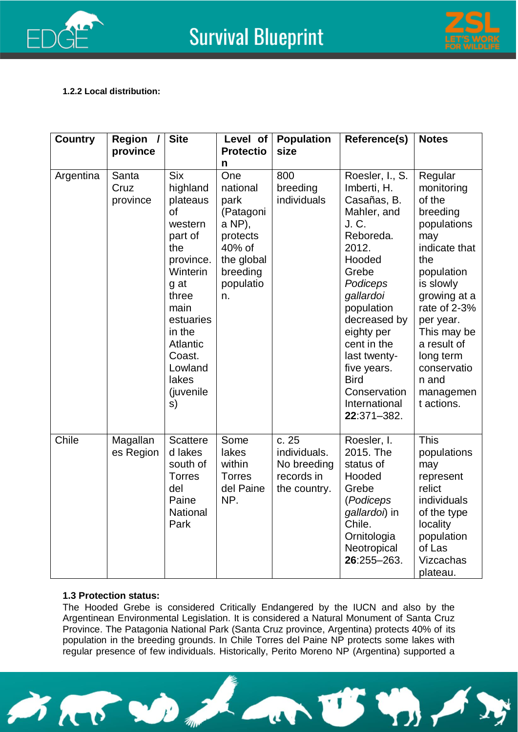**1.2.2 Local distribution:**

| Country | Region / province | Site | Level of Protection | Population size | Reference(s) | Notes |
|---|---|---|---|---|---|---|
| Argentina | Santa Cruz province | Six highland plateaus of western part of the province. Wintering at three main estuaries in the Atlantic Coast. Lowland lakes (juveniles) | One national park (Patagonia NP), protects 40% of the global breeding population. | 800 breeding individuals | Roesler, I., S. Imberti, H. Casañas, B. Mahler, and J. C. Reboreda. 2012. Hooded Grebe *Podiceps gallardoi* population decreased by eighty per cent in the last twenty-five years. Bird Conservation International **22**:371–382. | Regular monitoring of the breeding populations may indicate that the population is slowly growing at a rate of 2-3% per year. This may be a result of long term conservation and management actions. |
| Chile | Magallanes Region | Scattered lakes south of Torres del Paine National Park | Some lakes within Torres del Paine NP. | c. 25 individuals. No breeding records in the country. | Roesler, I. 2015. The status of Hooded Grebe (*Podiceps gallardoi*) in Chile. Ornitologia Neotropical **26**:255–263. | This populations may represent relict individuals of the type locality population of Las Vizcachas plateau. |

**1.3 Protection status:**

The Hooded Grebe is considered Critically Endangered by the IUCN and also by the Argentinean Environmental Legislation. It is considered a Natural Monument of Santa Cruz Province. The Patagonia National Park (Santa Cruz province, Argentina) protects 40% of its population in the breeding grounds. In Chile Torres del Paine NP protects some lakes with regular presence of few individuals. Historically, Perito Moreno NP (Argentina) supported a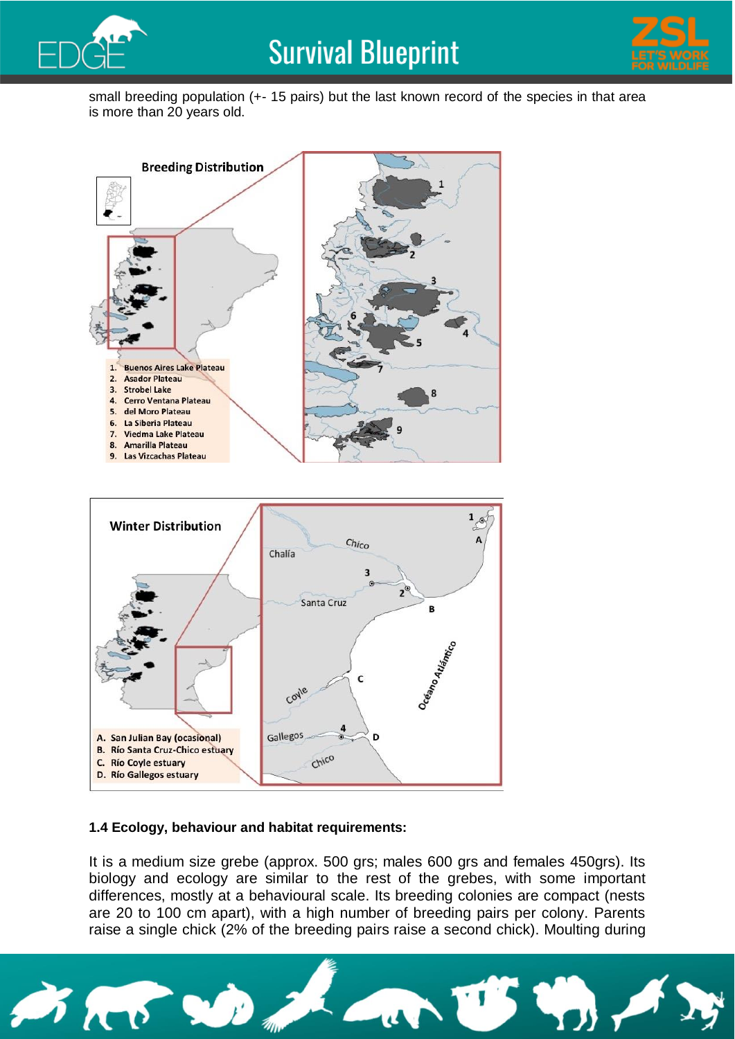small breeding population (+- 15 pairs) but the last known record of the species in that area is more than 20 years old.

**Breeding Distribution**

1. Buenos Aires Lake Plateau
2. Asador Plateau
3. Strobel Lake
4. Cerro Ventana Plateau
5. del Moro Plateau
6. La Siberia Plateau
7. Viedma Lake Plateau
8. Amarilla Plateau
9. Las Vizcachas Plateau

**Winter Distribution**

A. San Julian Bay (ocasional)
B. Río Santa Cruz-Chico estuary
C. Río Coyle estuary
D. Río Gallegos estuary

**1.4 Ecology, behaviour and habitat requirements:**

It is a medium size grebe (approx. 500 grs; males 600 grs and females 450grs). Its biology and ecology are similar to the rest of the grebes, with some important differences, mostly at a behavioural scale. Its breeding colonies are compact (nests are 20 to 100 cm apart), with a high number of breeding pairs per colony. Parents raise a single chick (2% of the breeding pairs raise a second chick). Moulting during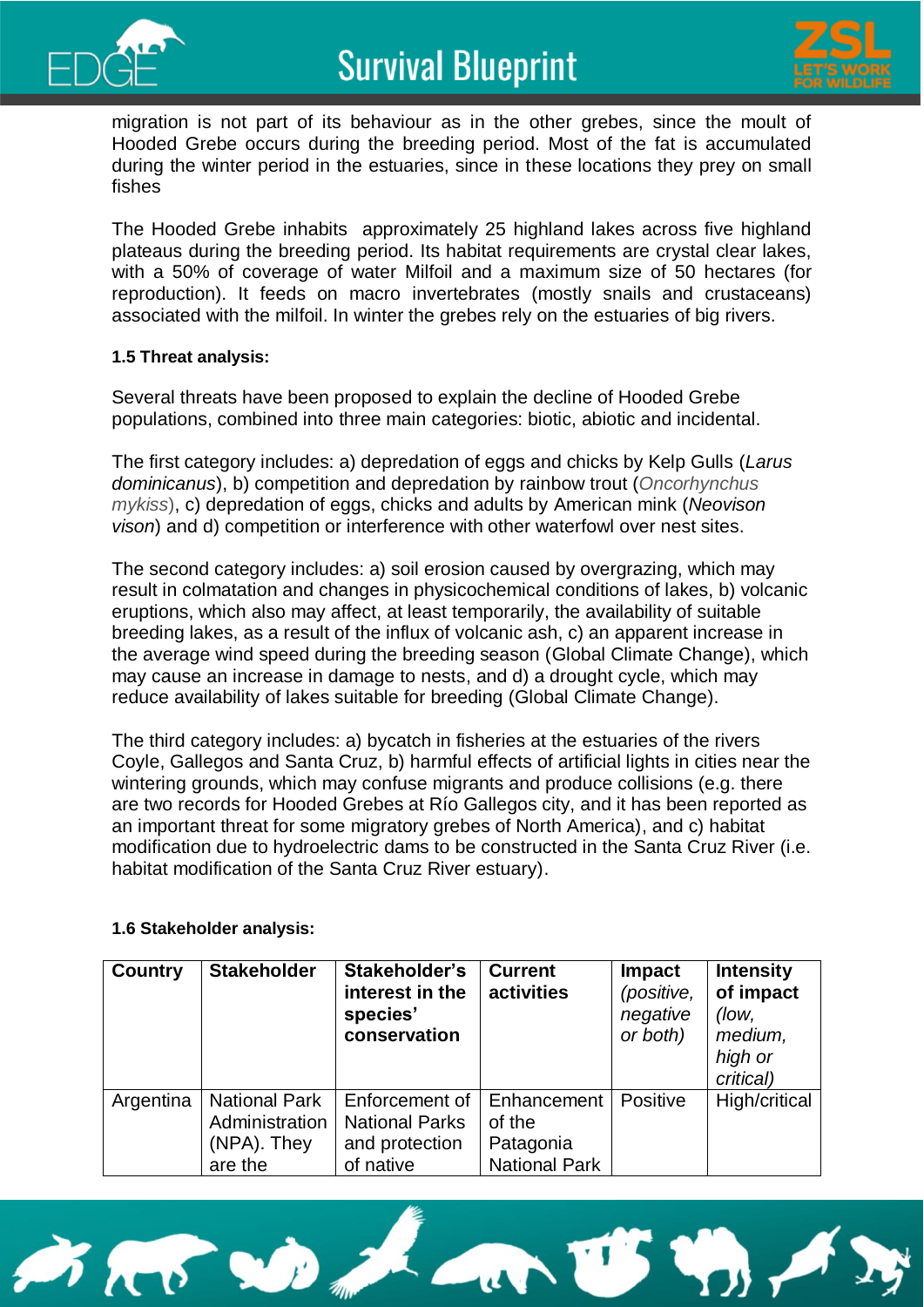migration is not part of its behaviour as in the other grebes, since the moult of Hooded Grebe occurs during the breeding period. Most of the fat is accumulated during the winter period in the estuaries, since in these locations they prey on small fishes

The Hooded Grebe inhabits approximately 25 highland lakes across five highland plateaus during the breeding period. Its habitat requirements are crystal clear lakes, with a 50% of coverage of water Milfoil and a maximum size of 50 hectares (for reproduction). It feeds on macro invertebrates (mostly snails and crustaceans) associated with the milfoil. In winter the grebes rely on the estuaries of big rivers.

#### 1.5 Threat analysis:

Several threats have been proposed to explain the decline of Hooded Grebe populations, combined into three main categories: biotic, abiotic and incidental.

The first category includes: a) depredation of eggs and chicks by Kelp Gulls (*Larus dominicanus*), b) competition and depredation by rainbow trout (*Oncorhynchus mykiss*), c) depredation of eggs, chicks and adults by American mink (*Neovison vison*) and d) competition or interference with other waterfowl over nest sites.

The second category includes: a) soil erosion caused by overgrazing, which may result in colmatation and changes in physicochemical conditions of lakes, b) volcanic eruptions, which also may affect, at least temporarily, the availability of suitable breeding lakes, as a result of the influx of volcanic ash, c) an apparent increase in the average wind speed during the breeding season (Global Climate Change), which may cause an increase in damage to nests, and d) a drought cycle, which may reduce availability of lakes suitable for breeding (Global Climate Change).

The third category includes: a) bycatch in fisheries at the estuaries of the rivers Coyle, Gallegos and Santa Cruz, b) harmful effects of artificial lights in cities near the wintering grounds, which may confuse migrants and produce collisions (e.g. there are two records for Hooded Grebes at Río Gallegos city, and it has been reported as an important threat for some migratory grebes of North America), and c) habitat modification due to hydroelectric dams to be constructed in the Santa Cruz River (i.e. habitat modification of the Santa Cruz River estuary).

#### 1.6 Stakeholder analysis:

| Country | Stakeholder | Stakeholder's interest in the species' conservation | Current activities | Impact *(positive, negative or both)* | Intensity of impact *(low, medium, high or critical)* |
|---|---|---|---|---|---|
| Argentina | National Park Administration (NPA). They are the | Enforcement of National Parks and protection of native | Enhancement of the Patagonia National Park | Positive | High/critical |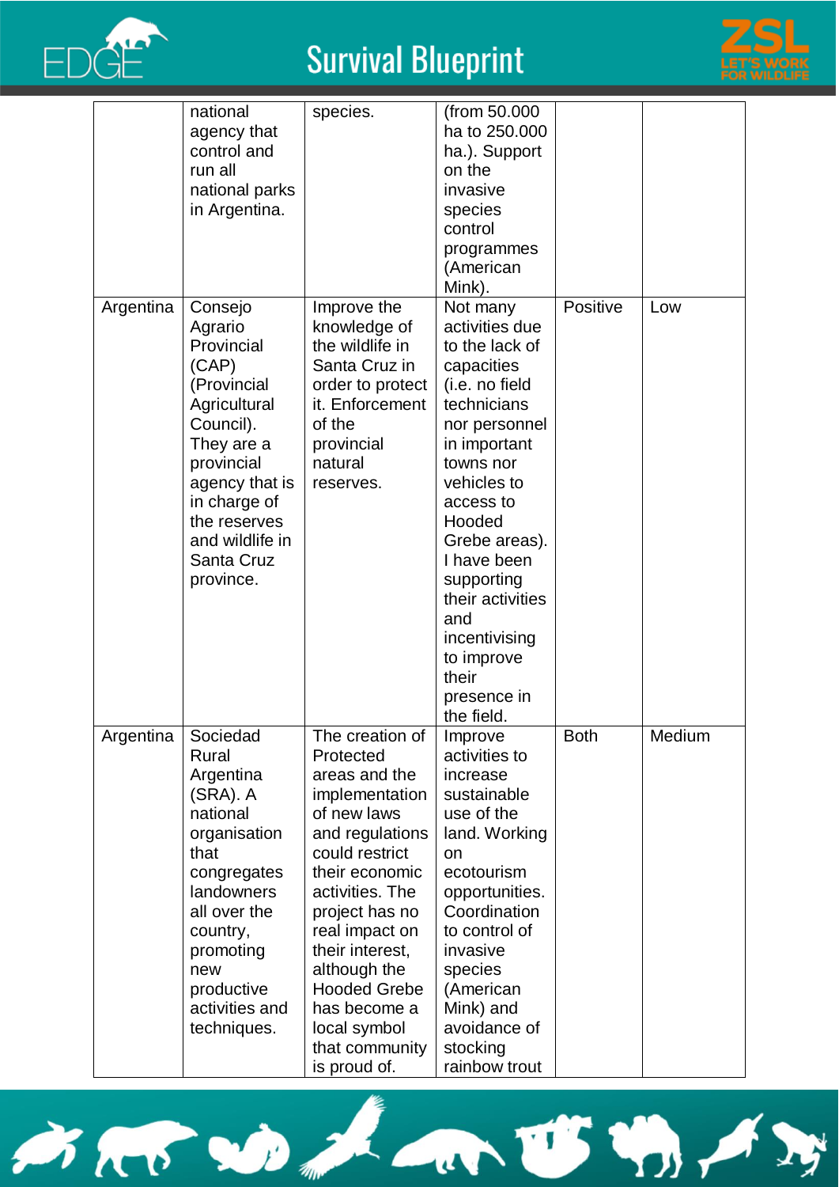| | | | | | |
|---|---|---|---|---|---|
| | national agency that control and run all national parks in Argentina. | species. | (from 50.000 ha to 250.000 ha.). Support on the invasive species control programmes (American Mink). | | |
| Argentina | Consejo Agrario Provincial (CAP) (Provincial Agricultural Council). They are a provincial agency that is in charge of the reserves and wildlife in Santa Cruz province. | Improve the knowledge of the wildlife in Santa Cruz in order to protect it. Enforcement of the provincial natural reserves. | Not many activities due to the lack of capacities (i.e. no field technicians nor personnel in important towns nor vehicles to access to Hooded Grebe areas). I have been supporting their activities and incentivising to improve their presence in the field. | Positive | Low |
| Argentina | Sociedad Rural Argentina (SRA). A national organisation that congregates landowners all over the country, promoting new productive activities and techniques. | The creation of Protected areas and the implementation of new laws and regulations could restrict their economic activities. The project has no real impact on their interest, although the Hooded Grebe has become a local symbol that community is proud of. | Improve activities to increase sustainable use of the land. Working on ecotourism opportunities. Coordination to control of invasive species (American Mink) and avoidance of stocking rainbow trout | Both | Medium |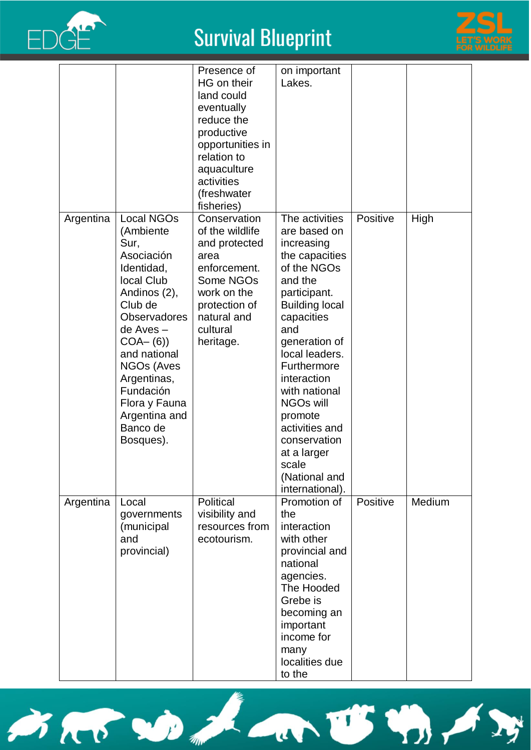| | | Presence of HG on their land could eventually reduce the productive opportunities in relation to aquaculture activities (freshwater fisheries) | on important Lakes. | | |
|---|---|---|---|---|---|
| Argentina | Local NGOs (Ambiente Sur, Asociación Identidad, local Club Andinos (2), Club de Observadores de Aves – COA– (6)) and national NGOs (Aves Argentinas, Fundación Flora y Fauna Argentina and Banco de Bosques). | Conservation of the wildlife and protected area enforcement. Some NGOs work on the protection of natural and cultural heritage. | The activities are based on increasing the capacities of the NGOs and the participant. Building local capacities and generation of local leaders. Furthermore interaction with national NGOs will promote activities and conservation at a larger scale (National and international). | Positive | High |
| Argentina | Local governments (municipal and provincial) | Political visibility and resources from ecotourism. | Promotion of the interaction with other provincial and national agencies. The Hooded Grebe is becoming an important income for many localities due to the | Positive | Medium |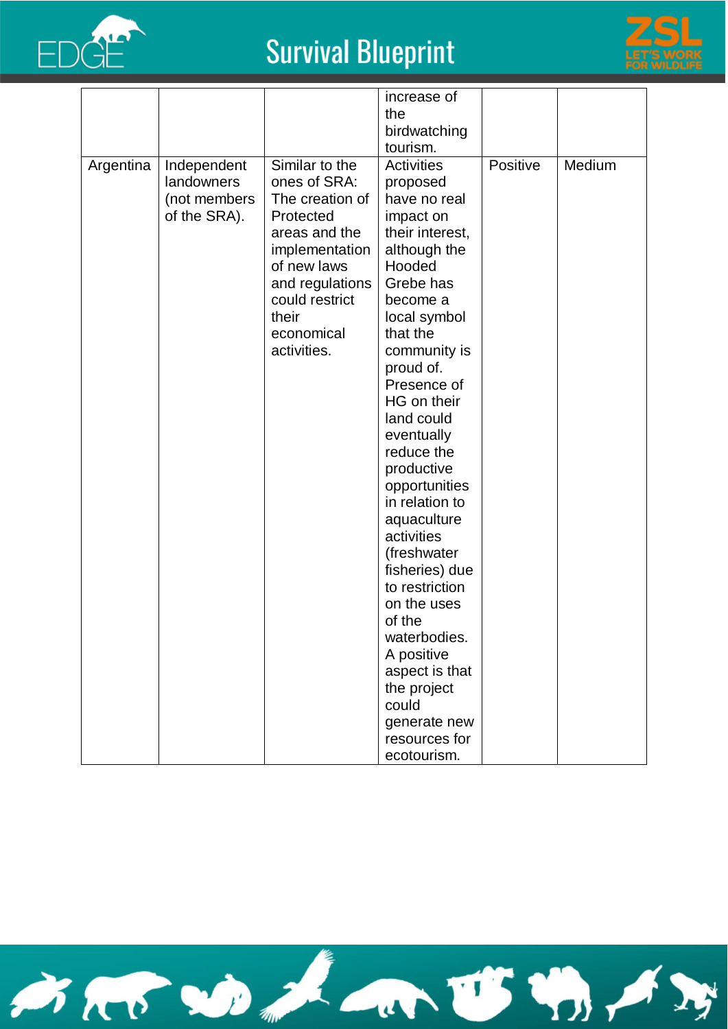| | | | increase of the birdwatching tourism. | | |
|---|---|---|---|---|---|
| Argentina | Independent landowners (not members of the SRA). | Similar to the ones of SRA: The creation of Protected areas and the implementation of new laws and regulations could restrict their economical activities. | Activities proposed have no real impact on their interest, although the Hooded Grebe has become a local symbol that the community is proud of. Presence of HG on their land could eventually reduce the productive opportunities in relation to aquaculture activities (freshwater fisheries) due to restriction on the uses of the waterbodies. A positive aspect is that the project could generate new resources for ecotourism. | Positive | Medium |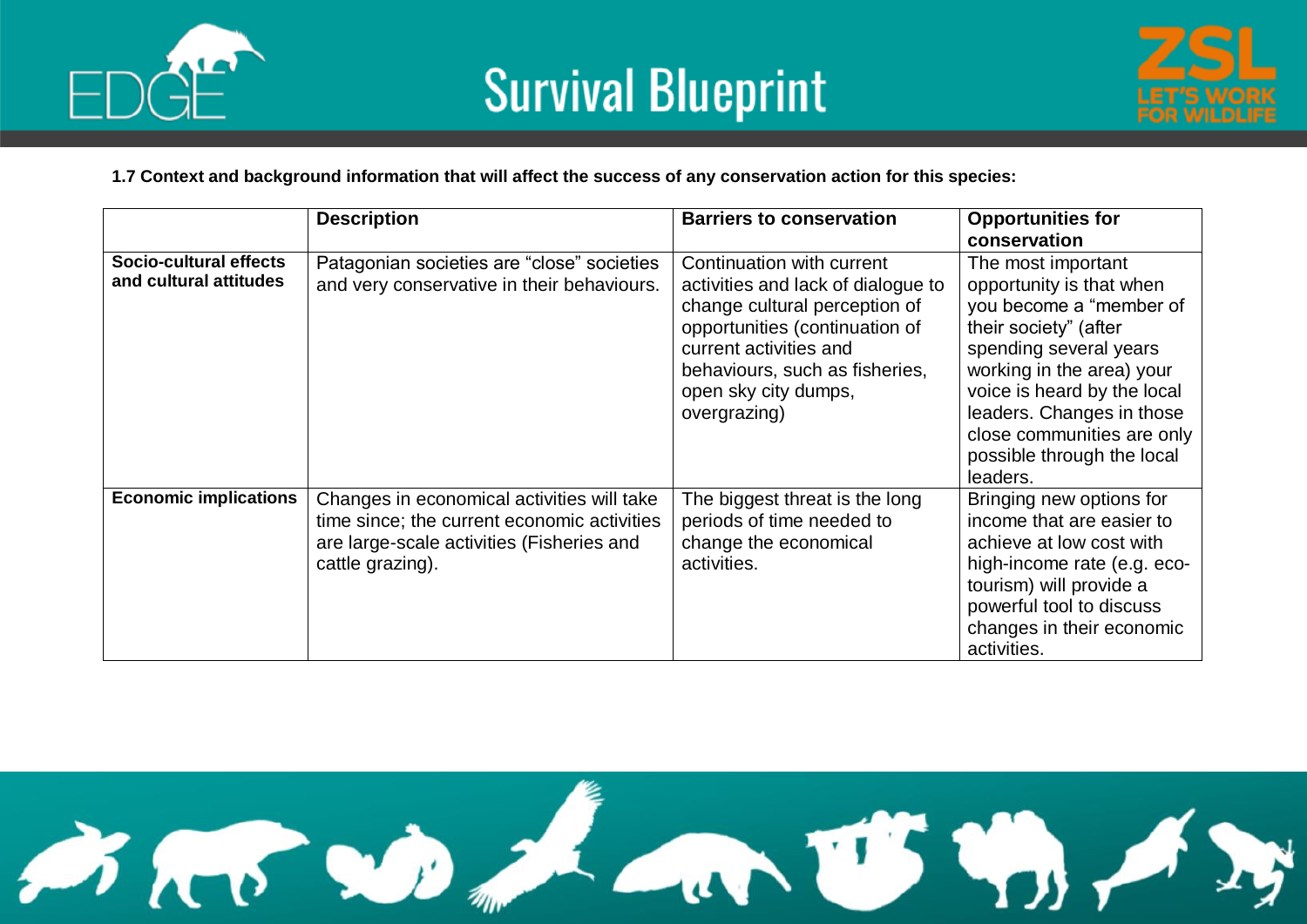**1.7 Context and background information that will affect the success of any conservation action for this species:**

| | Description | Barriers to conservation | Opportunities for conservation |
|---|---|---|---|
| **Socio-cultural effects and cultural attitudes** | Patagonian societies are "close" societies and very conservative in their behaviours. | Continuation with current activities and lack of dialogue to change cultural perception of opportunities (continuation of current activities and behaviours, such as fisheries, open sky city dumps, overgrazing) | The most important opportunity is that when you become a "member of their society" (after spending several years working in the area) your voice is heard by the local leaders. Changes in those close communities are only possible through the local leaders. |
| **Economic implications** | Changes in economical activities will take time since; the current economic activities are large-scale activities (Fisheries and cattle grazing). | The biggest threat is the long periods of time needed to change the economical activities. | Bringing new options for income that are easier to achieve at low cost with high-income rate (e.g. eco-tourism) will provide a powerful tool to discuss changes in their economic activities. |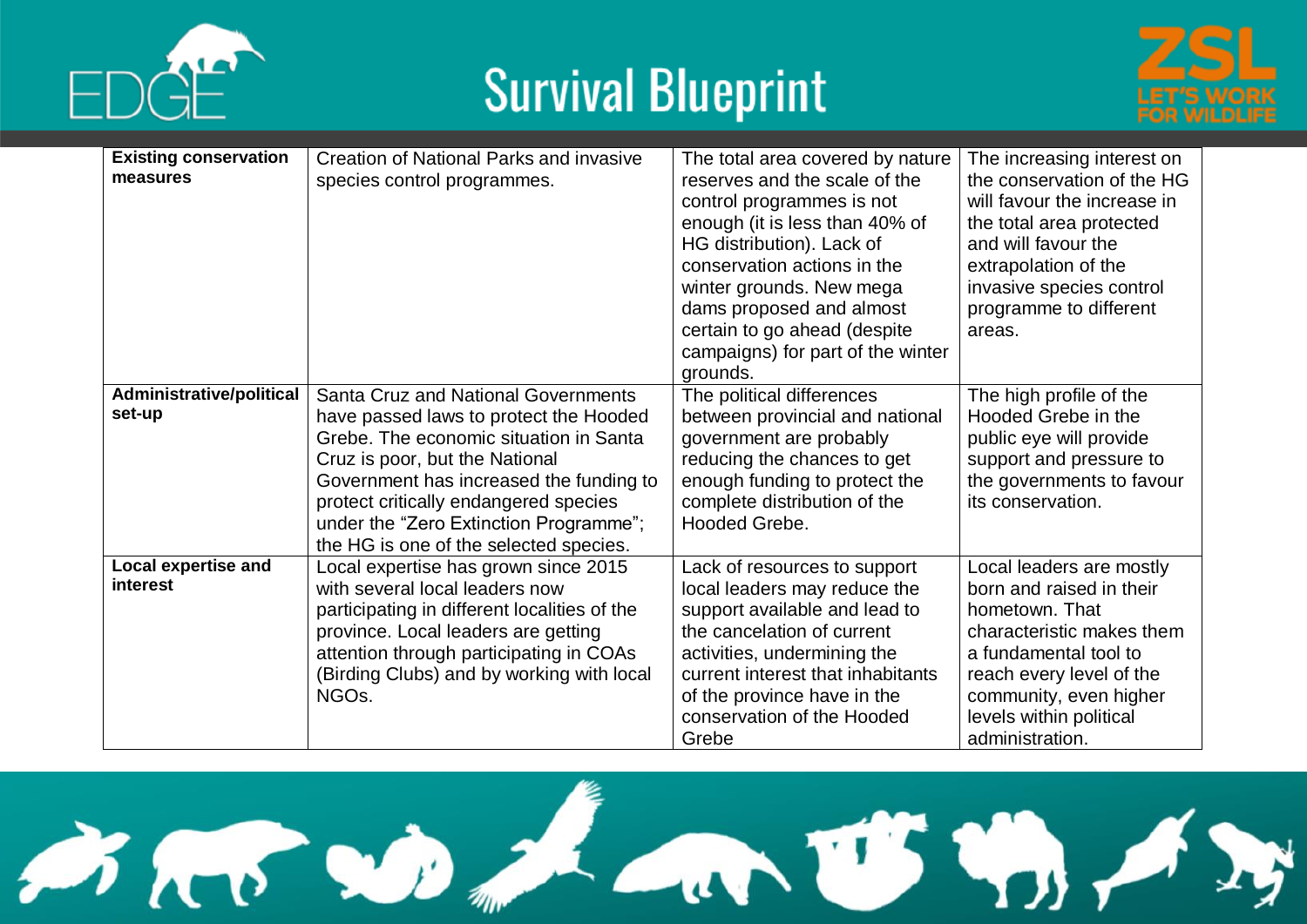| **Existing conservation measures** | Creation of National Parks and invasive species control programmes. | The total area covered by nature reserves and the scale of the control programmes is not enough (it is less than 40% of HG distribution). Lack of conservation actions in the winter grounds. New mega dams proposed and almost certain to go ahead (despite campaigns) for part of the winter grounds. | The increasing interest on the conservation of the HG will favour the increase in the total area protected and will favour the extrapolation of the invasive species control programme to different areas. |
|---|---|---|---|
| **Administrative/political set-up** | Santa Cruz and National Governments have passed laws to protect the Hooded Grebe. The economic situation in Santa Cruz is poor, but the National Government has increased the funding to protect critically endangered species under the "Zero Extinction Programme"; the HG is one of the selected species. | The political differences between provincial and national government are probably reducing the chances to get enough funding to protect the complete distribution of the Hooded Grebe. | The high profile of the Hooded Grebe in the public eye will provide support and pressure to the governments to favour its conservation. |
| **Local expertise and interest** | Local expertise has grown since 2015 with several local leaders now participating in different localities of the province. Local leaders are getting attention through participating in COAs (Birding Clubs) and by working with local NGOs. | Lack of resources to support local leaders may reduce the support available and lead to the cancelation of current activities, undermining the current interest that inhabitants of the province have in the conservation of the Hooded Grebe | Local leaders are mostly born and raised in their hometown. That characteristic makes them a fundamental tool to reach every level of the community, even higher levels within political administration. |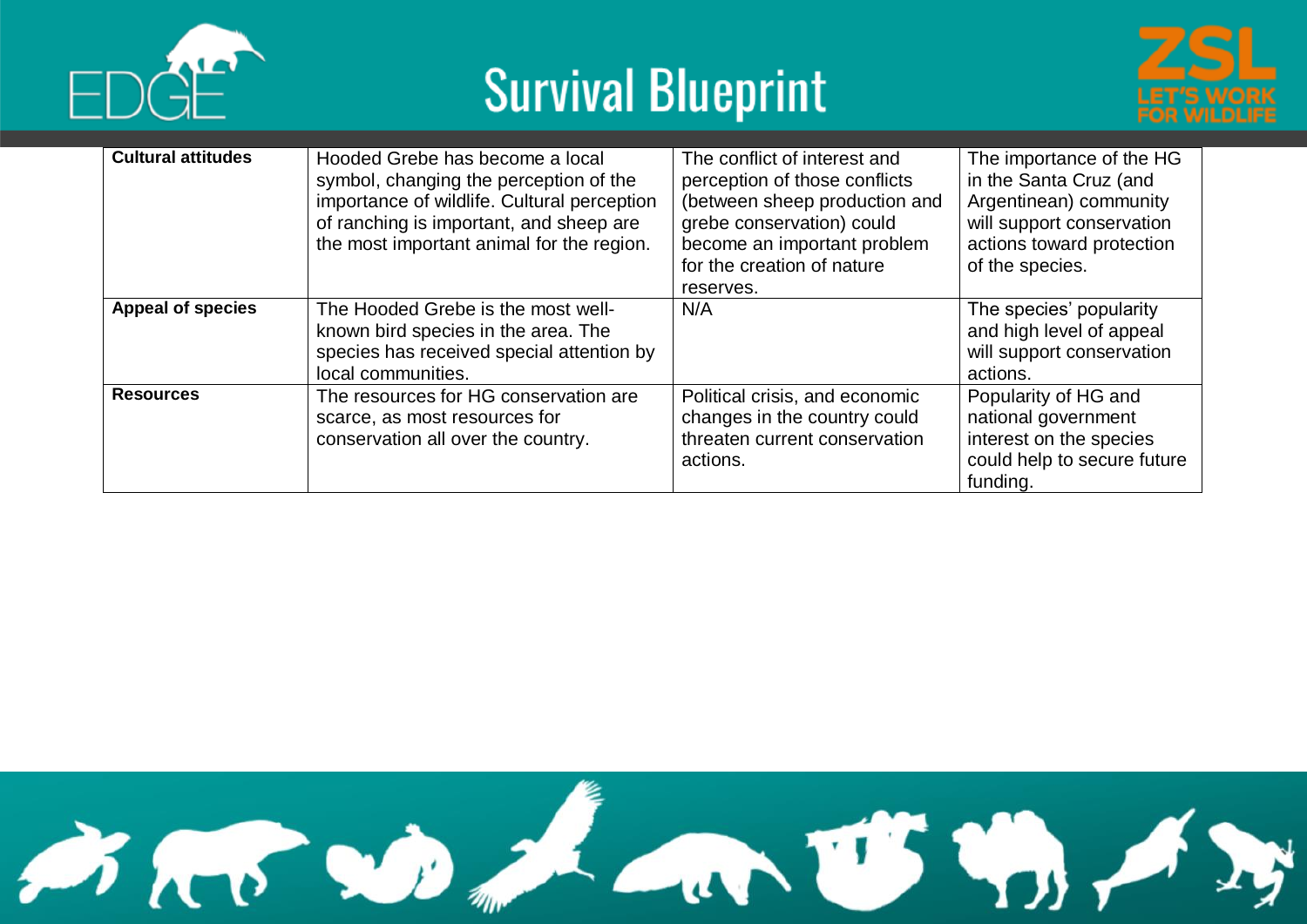| **Cultural attitudes** | Hooded Grebe has become a local symbol, changing the perception of the importance of wildlife. Cultural perception of ranching is important, and sheep are the most important animal for the region. | The conflict of interest and perception of those conflicts (between sheep production and grebe conservation) could become an important problem for the creation of nature reserves. | The importance of the HG in the Santa Cruz (and Argentinean) community will support conservation actions toward protection of the species. |
|---|---|---|---|
| **Appeal of species** | The Hooded Grebe is the most well-known bird species in the area. The species has received special attention by local communities. | N/A | The species' popularity and high level of appeal will support conservation actions. |
| **Resources** | The resources for HG conservation are scarce, as most resources for conservation all over the country. | Political crisis, and economic changes in the country could threaten current conservation actions. | Popularity of HG and national government interest on the species could help to secure future funding. |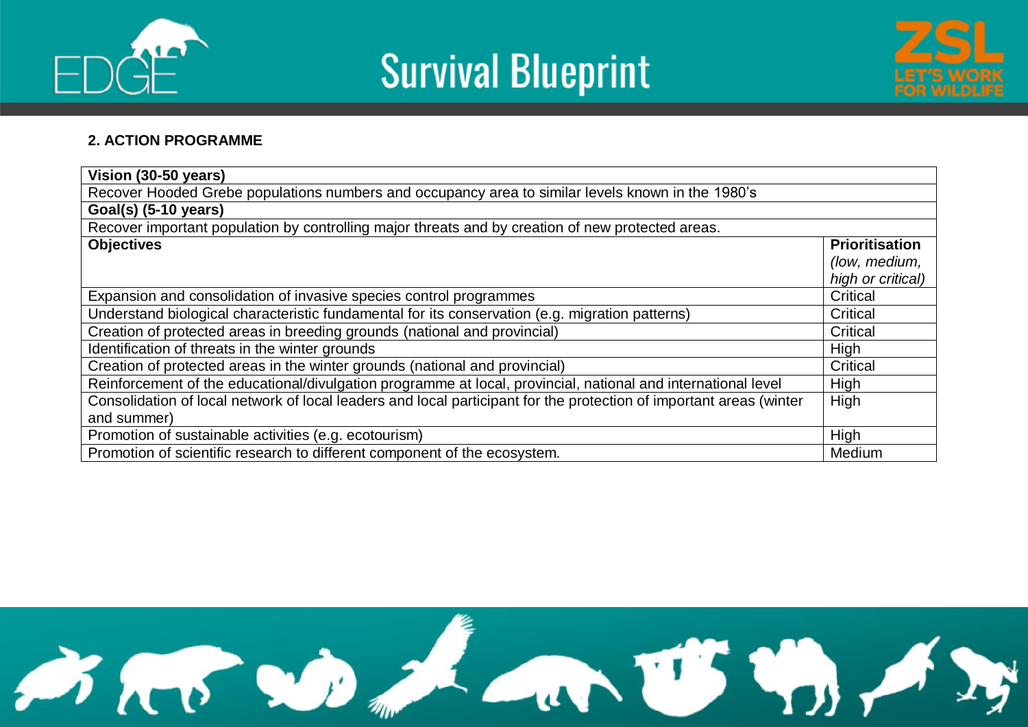**2. ACTION PROGRAMME**

| **Vision (30-50 years)** | |
|---|---|
| Recover Hooded Grebe populations numbers and occupancy area to similar levels known in the 1980's | |
| **Goal(s) (5-10 years)** | |
| Recover important population by controlling major threats and by creation of new protected areas. | |
| **Objectives** | **Prioritisation** *(low, medium, high or critical)* |
| Expansion and consolidation of invasive species control programmes | Critical |
| Understand biological characteristic fundamental for its conservation (e.g. migration patterns) | Critical |
| Creation of protected areas in breeding grounds (national and provincial) | Critical |
| Identification of threats in the winter grounds | High |
| Creation of protected areas in the winter grounds (national and provincial) | Critical |
| Reinforcement of the educational/divulgation programme at local, provincial, national and international level | High |
| Consolidation of local network of local leaders and local participant for the protection of important areas (winter and summer) | High |
| Promotion of sustainable activities (e.g. ecotourism) | High |
| Promotion of scientific research to different component of the ecosystem. | Medium |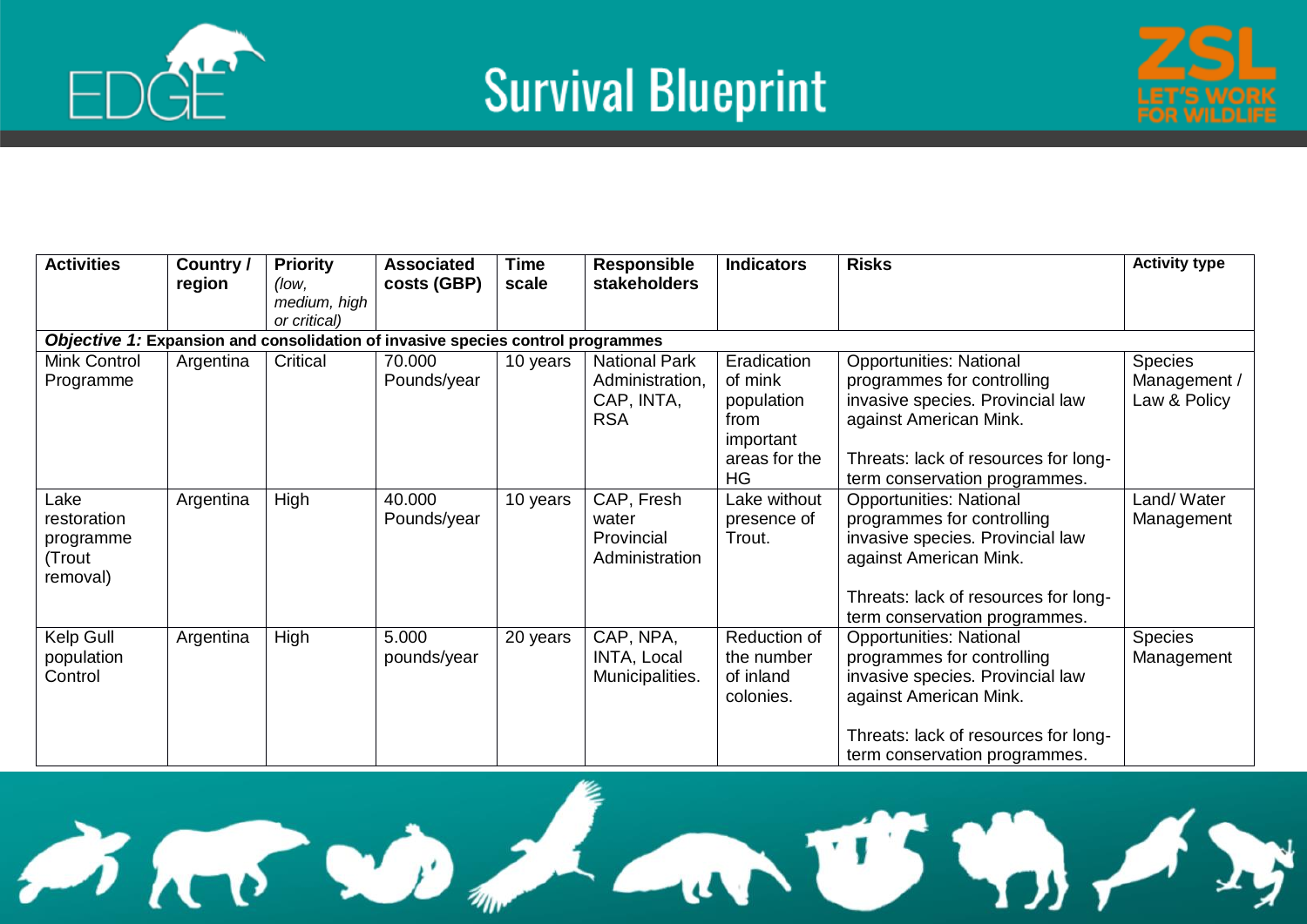# Survival Blueprint

| Activities | Country / region | Priority *(low, medium, high or critical)* | Associated costs (GBP) | Time scale | Responsible stakeholders | Indicators | Risks | Activity type |
|---|---|---|---|---|---|---|---|---|
| ***Objective 1:*** **Expansion and consolidation of invasive species control programmes** | | | | | | | | |
| Mink Control Programme | Argentina | Critical | 70.000 Pounds/year | 10 years | National Park Administration, CAP, INTA, RSA | Eradication of mink population from important areas for the HG | Opportunities: National programmes for controlling invasive species. Provincial law against American Mink.<br><br>Threats: lack of resources for long-term conservation programmes. | Species Management / Law & Policy |
| Lake restoration programme (Trout removal) | Argentina | High | 40.000 Pounds/year | 10 years | CAP, Fresh water Provincial Administration | Lake without presence of Trout. | Opportunities: National programmes for controlling invasive species. Provincial law against American Mink.<br><br>Threats: lack of resources for long-term conservation programmes. | Land/ Water Management |
| Kelp Gull population Control | Argentina | High | 5.000 pounds/year | 20 years | CAP, NPA, INTA, Local Municipalities. | Reduction of the number of inland colonies. | Opportunities: National programmes for controlling invasive species. Provincial law against American Mink.<br><br>Threats: lack of resources for long-term conservation programmes. | Species Management |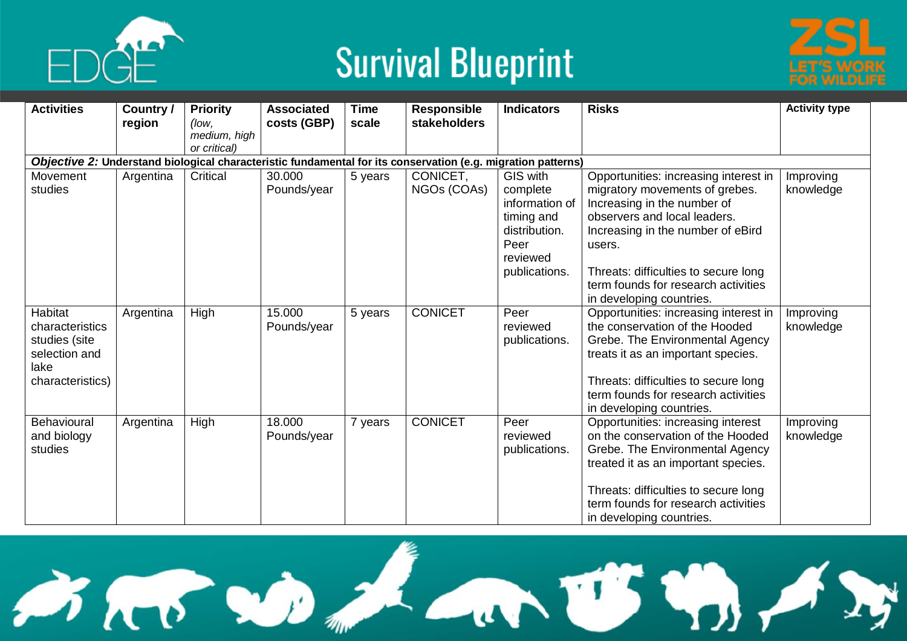# Survival Blueprint

| Activities | Country / region | Priority *(low, medium, high or critical)* | Associated costs (GBP) | Time scale | Responsible stakeholders | Indicators | Risks | Activity type |
|---|---|---|---|---|---|---|---|---|
| ***Objective 2:*** **Understand biological characteristic fundamental for its conservation (e.g. migration patterns)** | | | | | | | | |
| Movement studies | Argentina | Critical | 30.000 Pounds/year | 5 years | CONICET, NGOs (COAs) | GIS with complete information of timing and distribution. Peer reviewed publications. | Opportunities: increasing interest in migratory movements of grebes. Increasing in the number of observers and local leaders. Increasing in the number of eBird users. Threats: difficulties to secure long term founds for research activities in developing countries. | Improving knowledge |
| Habitat characteristics studies (site selection and lake characteristics) | Argentina | High | 15.000 Pounds/year | 5 years | CONICET | Peer reviewed publications. | Opportunities: increasing interest in the conservation of the Hooded Grebe. The Environmental Agency treats it as an important species. Threats: difficulties to secure long term founds for research activities in developing countries. | Improving knowledge |
| Behavioural and biology studies | Argentina | High | 18.000 Pounds/year | 7 years | CONICET | Peer reviewed publications. | Opportunities: increasing interest on the conservation of the Hooded Grebe. The Environmental Agency treated it as an important species. Threats: difficulties to secure long term founds for research activities in developing countries. | Improving knowledge |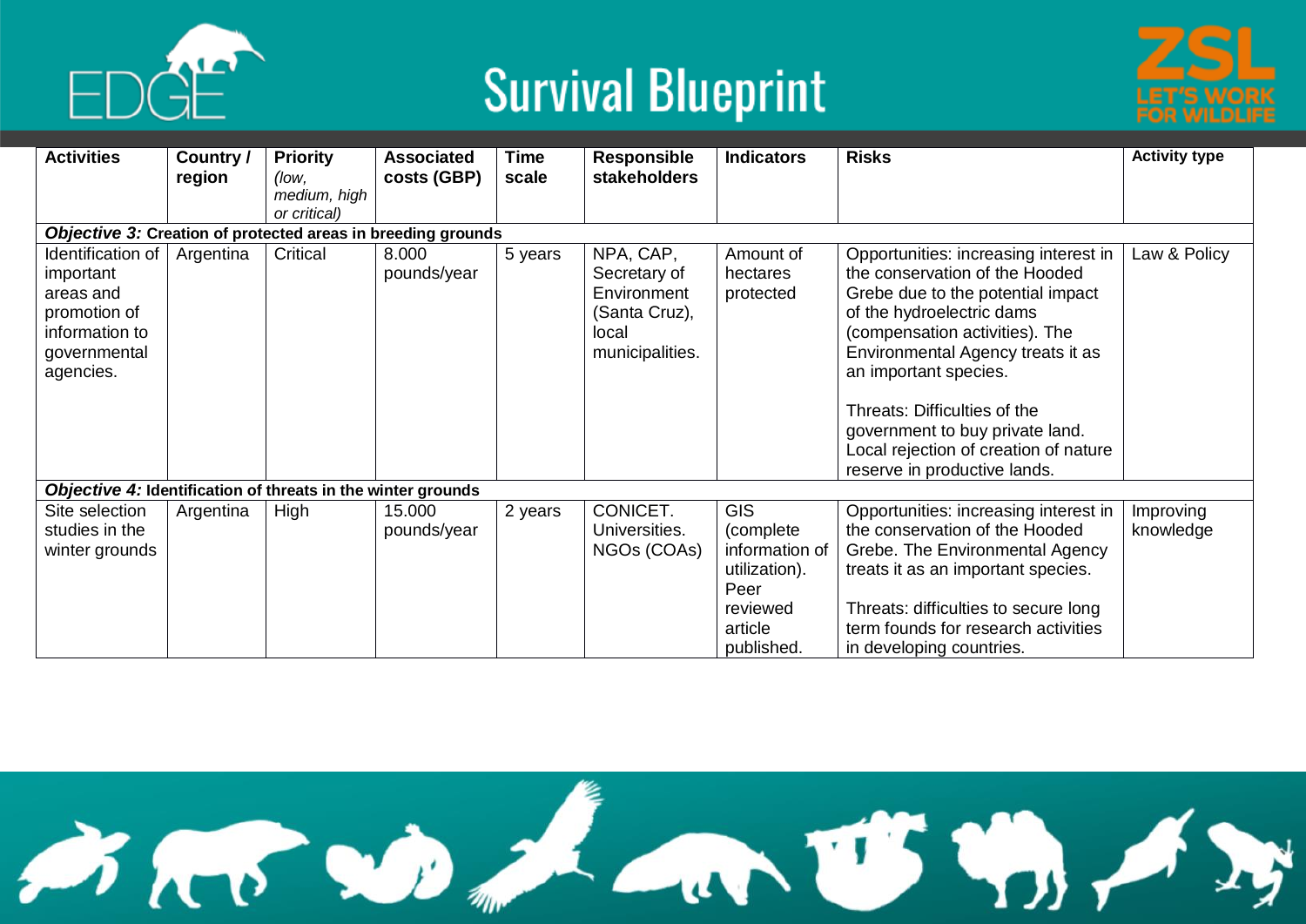| Activities | Country / region | Priority *(low, medium, high or critical)* | Associated costs (GBP) | Time scale | Responsible stakeholders | Indicators | Risks | Activity type |
|---|---|---|---|---|---|---|---|---|
| ***Objective 3:*** **Creation of protected areas in breeding grounds** | | | | | | | | |
| Identification of important areas and promotion of information to governmental agencies. | Argentina | Critical | 8.000 pounds/year | 5 years | NPA, CAP, Secretary of Environment (Santa Cruz), local municipalities. | Amount of hectares protected | Opportunities: increasing interest in the conservation of the Hooded Grebe due to the potential impact of the hydroelectric dams (compensation activities). The Environmental Agency treats it as an important species.<br><br>Threats: Difficulties of the government to buy private land. Local rejection of creation of nature reserve in productive lands. | Law & Policy |
| ***Objective 4:*** **Identification of threats in the winter grounds** | | | | | | | | |
| Site selection studies in the winter grounds | Argentina | High | 15.000 pounds/year | 2 years | CONICET. Universities. NGOs (COAs) | GIS (complete information of utilization). Peer reviewed article published. | Opportunities: increasing interest in the conservation of the Hooded Grebe. The Environmental Agency treats it as an important species.<br><br>Threats: difficulties to secure long term founds for research activities in developing countries. | Improving knowledge |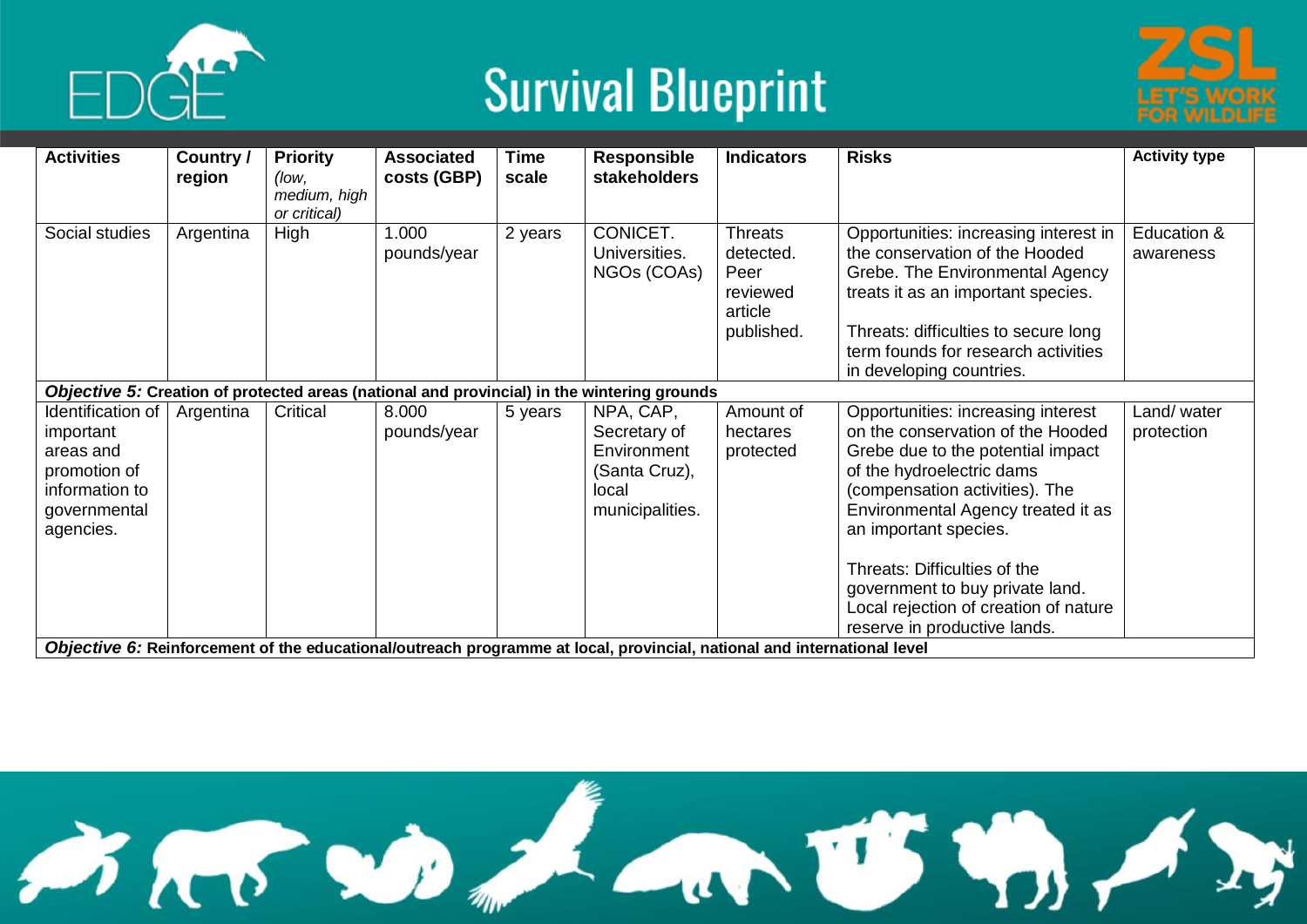| Activities | Country / region | Priority *(low, medium, high or critical)* | Associated costs (GBP) | Time scale | Responsible stakeholders | Indicators | Risks | Activity type |
|---|---|---|---|---|---|---|---|---|
| Social studies | Argentina | High | 1.000 pounds/year | 2 years | CONICET. Universities. NGOs (COAs) | Threats detected. Peer reviewed article published. | Opportunities: increasing interest in the conservation of the Hooded Grebe. The Environmental Agency treats it as an important species.<br><br>Threats: difficulties to secure long term founds for research activities in developing countries. | Education & awareness |
| ***Objective 5:*** **Creation of protected areas (national and provincial) in the wintering grounds** | | | | | | | | |
| Identification of important areas and promotion of information to governmental agencies. | Argentina | Critical | 8.000 pounds/year | 5 years | NPA, CAP, Secretary of Environment (Santa Cruz), local municipalities. | Amount of hectares protected | Opportunities: increasing interest on the conservation of the Hooded Grebe due to the potential impact of the hydroelectric dams (compensation activities). The Environmental Agency treated it as an important species.<br><br>Threats: Difficulties of the government to buy private land. Local rejection of creation of nature reserve in productive lands. | Land/ water protection |
| ***Objective 6:*** **Reinforcement of the educational/outreach programme at local, provincial, national and international level** | | | | | | | | |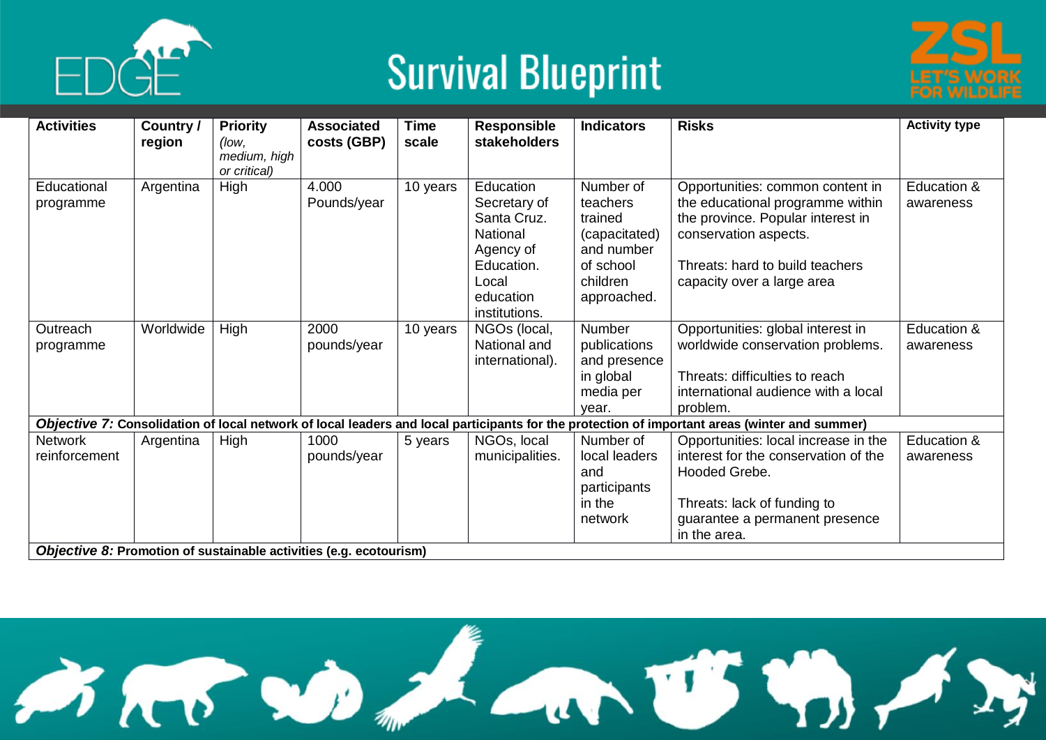| **Activities** | **Country / region** | **Priority** *(low, medium, high or critical)* | **Associated costs (GBP)** | **Time scale** | **Responsible stakeholders** | **Indicators** | **Risks** | **Activity type** |
|---|---|---|---|---|---|---|---|---|
| Educational programme | Argentina | High | 4.000 Pounds/year | 10 years | Education Secretary of Santa Cruz. National Agency of Education. Local education institutions. | Number of teachers trained (capacitated) and number of school children approached. | Opportunities: common content in the educational programme within the province. Popular interest in conservation aspects.<br><br>Threats: hard to build teachers capacity over a large area | Education & awareness |
| Outreach programme | Worldwide | High | 2000 pounds/year | 10 years | NGOs (local, National and international). | Number publications and presence in global media per year. | Opportunities: global interest in worldwide conservation problems.<br><br>Threats: difficulties to reach international audience with a local problem. | Education & awareness |
| ***Objective 7:*** **Consolidation of local network of local leaders and local participants for the protection of important areas (winter and summer)** | | | | | | | | |
| Network reinforcement | Argentina | High | 1000 pounds/year | 5 years | NGOs, local municipalities. | Number of local leaders and participants in the network | Opportunities: local increase in the interest for the conservation of the Hooded Grebe.<br><br>Threats: lack of funding to guarantee a permanent presence in the area. | Education & awareness |
| ***Objective 8:*** **Promotion of sustainable activities (e.g. ecotourism)** | | | | | | | | |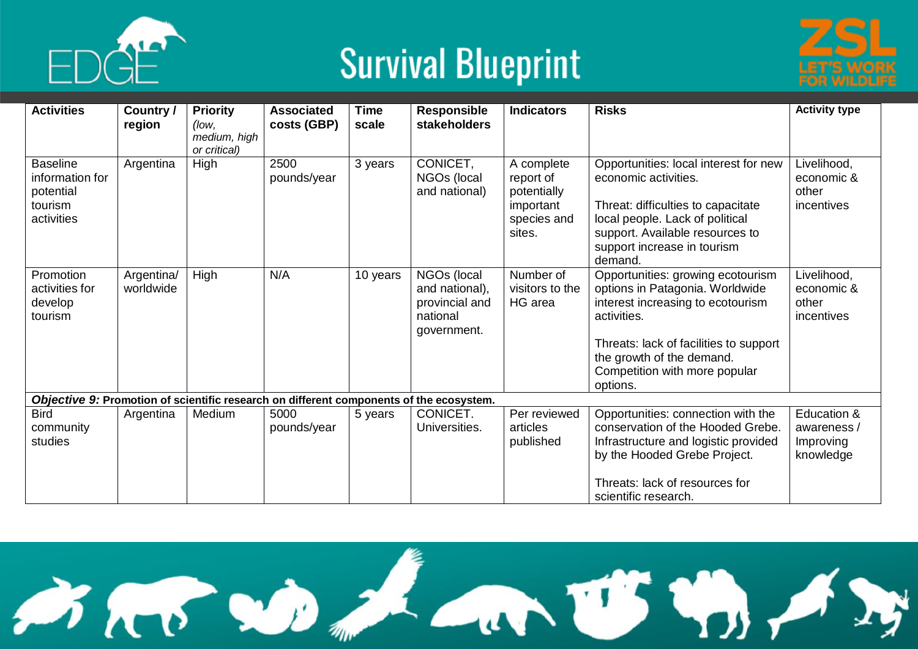| Activities | Country / region | Priority *(low, medium, high or critical)* | Associated costs (GBP) | Time scale | Responsible stakeholders | Indicators | Risks | Activity type |
|---|---|---|---|---|---|---|---|---|
| Baseline information for potential tourism activities | Argentina | High | 2500 pounds/year | 3 years | CONICET, NGOs (local and national) | A complete report of potentially important species and sites. | Opportunities: local interest for new economic activities.<br><br>Threat: difficulties to capacitate local people. Lack of political support. Available resources to support increase in tourism demand. | Livelihood, economic & other incentives |
| Promotion activities for develop tourism | Argentina/ worldwide | High | N/A | 10 years | NGOs (local and national), provincial and national government. | Number of visitors to the HG area | Opportunities: growing ecotourism options in Patagonia. Worldwide interest increasing to ecotourism activities.<br><br>Threats: lack of facilities to support the growth of the demand. Competition with more popular options. | Livelihood, economic & other incentives |
| ***Objective 9:*** **Promotion of scientific research on different components of the ecosystem.** | | | | | | | | |
| Bird community studies | Argentina | Medium | 5000 pounds/year | 5 years | CONICET. Universities. | Per reviewed articles published | Opportunities: connection with the conservation of the Hooded Grebe. Infrastructure and logistic provided by the Hooded Grebe Project.<br><br>Threats: lack of resources for scientific research. | Education & awareness / Improving knowledge |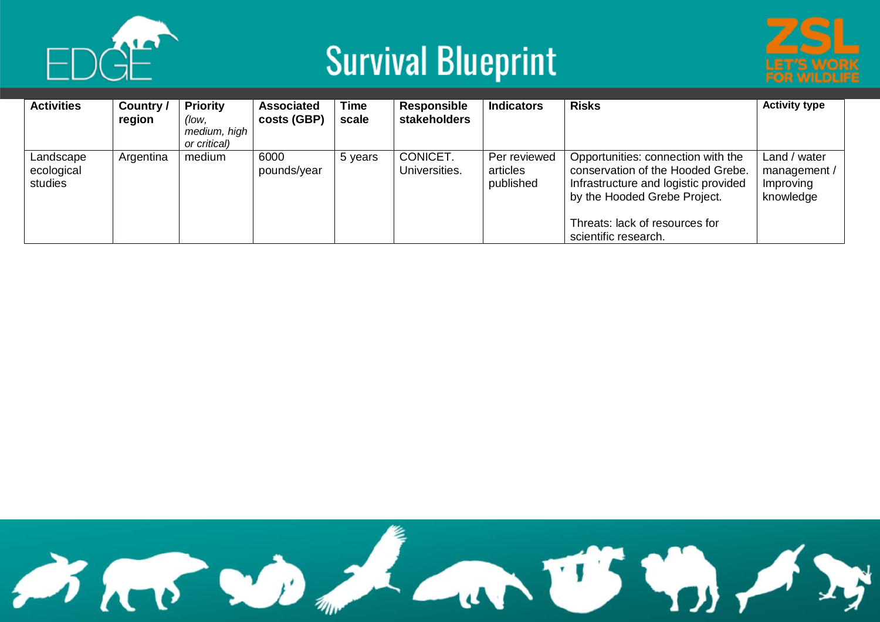| Activities | Country / region | Priority *(low, medium, high or critical)* | Associated costs (GBP) | Time scale | Responsible stakeholders | Indicators | Risks | Activity type |
|---|---|---|---|---|---|---|---|---|
| Landscape ecological studies | Argentina | medium | 6000 pounds/year | 5 years | CONICET. Universities. | Per reviewed articles published | Opportunities: connection with the conservation of the Hooded Grebe. Infrastructure and logistic provided by the Hooded Grebe Project.<br><br>Threats: lack of resources for scientific research. | Land / water management / Improving knowledge |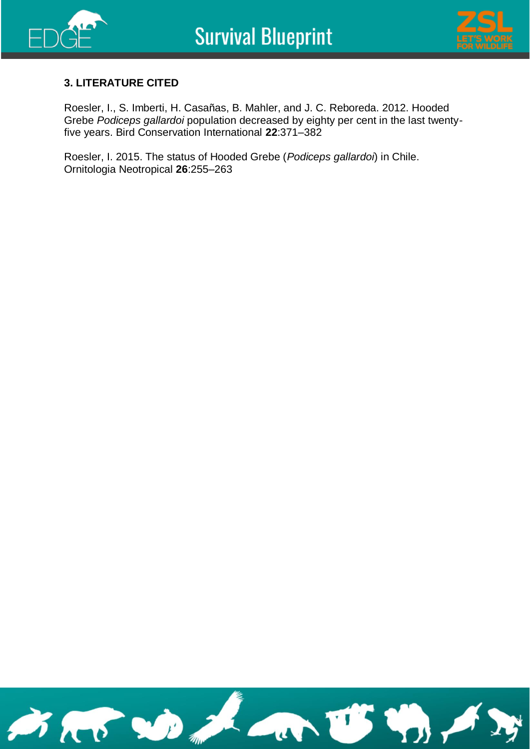## 3. LITERATURE CITED

Roesler, I., S. Imberti, H. Casañas, B. Mahler, and J. C. Reboreda. 2012. Hooded Grebe *Podiceps gallardoi* population decreased by eighty per cent in the last twenty-five years. Bird Conservation International **22**:371–382

Roesler, I. 2015. The status of Hooded Grebe (*Podiceps gallardoi*) in Chile. Ornitologia Neotropical **26**:255–263